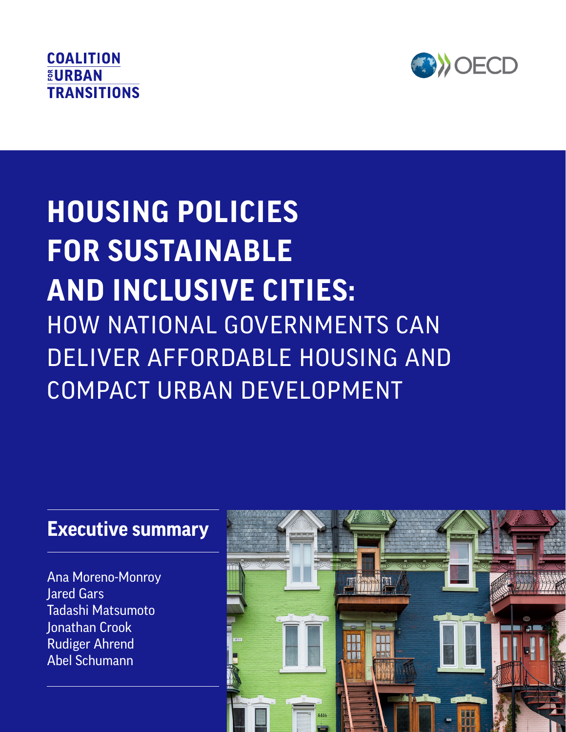COALITION FOR URBAN TRANSITIONS

OECD

# HOUSING POLICIES FOR SUSTAINABLE AND INCLUSIVE CITIES:

## HOW NATIONAL GOVERNMENTS CAN DELIVER AFFORDABLE HOUSING AND COMPACT URBAN DEVELOPMENT

### Executive summary

Ana Moreno-Monroy
Jared Gars
Tadashi Matsumoto
Jonathan Crook
Rudiger Ahrend
Abel Schumann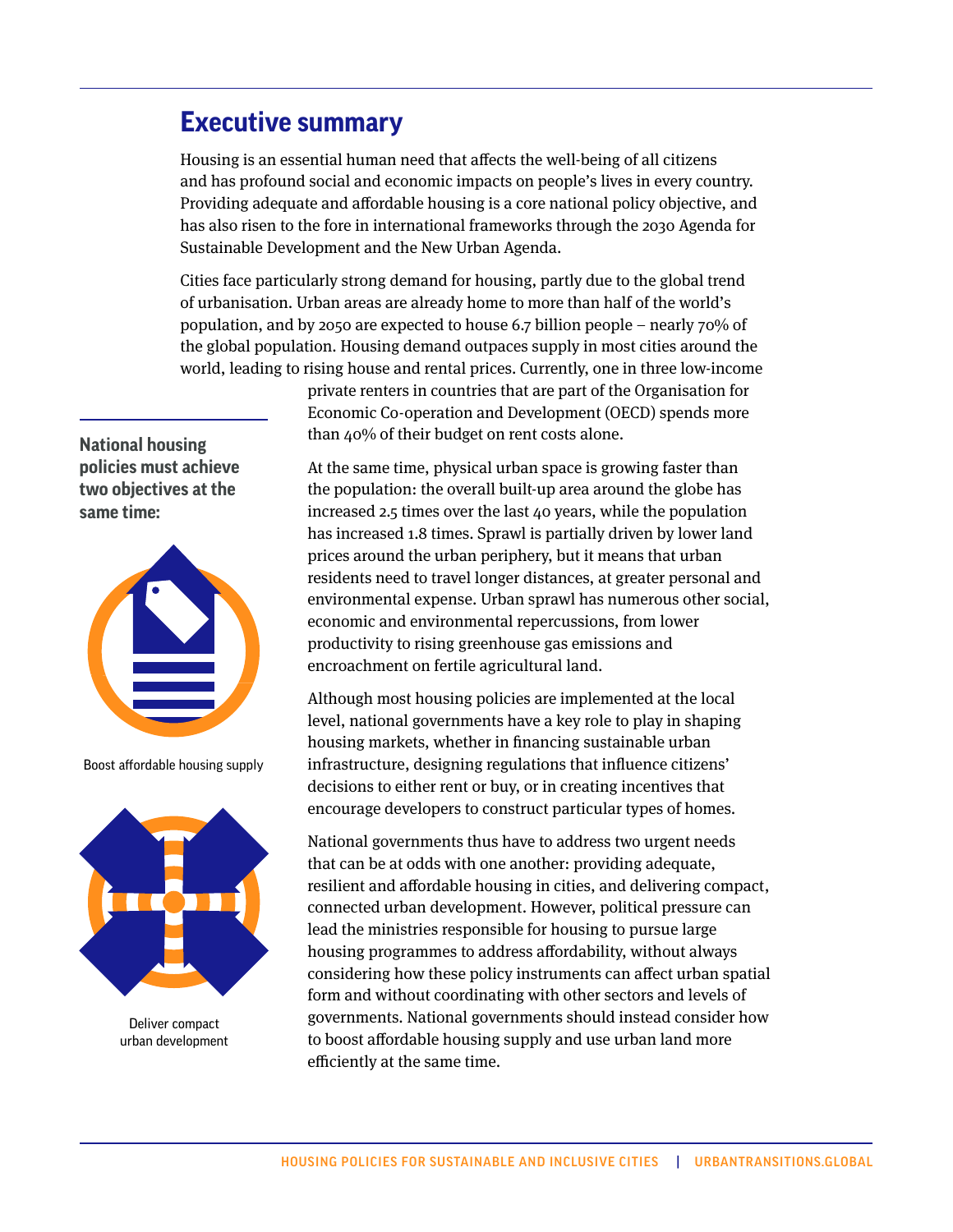## Executive summary

Housing is an essential human need that affects the well-being of all citizens and has profound social and economic impacts on people's lives in every country. Providing adequate and affordable housing is a core national policy objective, and has also risen to the fore in international frameworks through the 2030 Agenda for Sustainable Development and the New Urban Agenda.

Cities face particularly strong demand for housing, partly due to the global trend of urbanisation. Urban areas are already home to more than half of the world's population, and by 2050 are expected to house 6.7 billion people – nearly 70% of the global population. Housing demand outpaces supply in most cities around the world, leading to rising house and rental prices. Currently, one in three low-income private renters in countries that are part of the Organisation for Economic Co-operation and Development (OECD) spends more than 40% of their budget on rent costs alone.

**National housing policies must achieve two objectives at the same time:**

Boost affordable housing supply

Deliver compact urban development

At the same time, physical urban space is growing faster than the population: the overall built-up area around the globe has increased 2.5 times over the last 40 years, while the population has increased 1.8 times. Sprawl is partially driven by lower land prices around the urban periphery, but it means that urban residents need to travel longer distances, at greater personal and environmental expense. Urban sprawl has numerous other social, economic and environmental repercussions, from lower productivity to rising greenhouse gas emissions and encroachment on fertile agricultural land.

Although most housing policies are implemented at the local level, national governments have a key role to play in shaping housing markets, whether in financing sustainable urban infrastructure, designing regulations that influence citizens' decisions to either rent or buy, or in creating incentives that encourage developers to construct particular types of homes.

National governments thus have to address two urgent needs that can be at odds with one another: providing adequate, resilient and affordable housing in cities, and delivering compact, connected urban development. However, political pressure can lead the ministries responsible for housing to pursue large housing programmes to address affordability, without always considering how these policy instruments can affect urban spatial form and without coordinating with other sectors and levels of governments. National governments should instead consider how to boost affordable housing supply and use urban land more efficiently at the same time.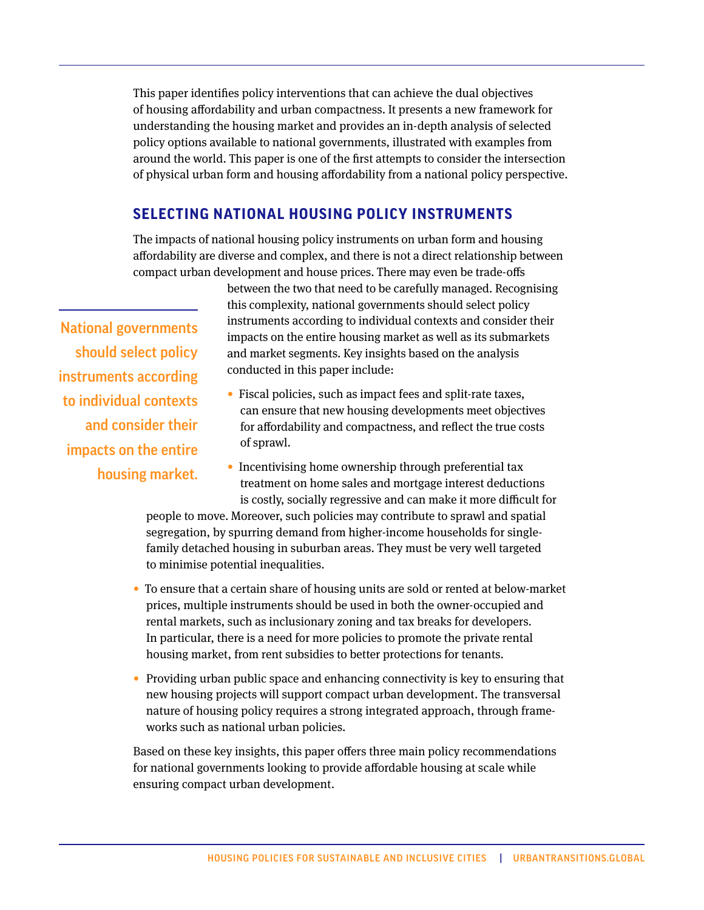This paper identifies policy interventions that can achieve the dual objectives of housing affordability and urban compactness. It presents a new framework for understanding the housing market and provides an in-depth analysis of selected policy options available to national governments, illustrated with examples from around the world. This paper is one of the first attempts to consider the intersection of physical urban form and housing affordability from a national policy perspective.

## SELECTING NATIONAL HOUSING POLICY INSTRUMENTS

The impacts of national housing policy instruments on urban form and housing affordability are diverse and complex, and there is not a direct relationship between compact urban development and house prices. There may even be trade-offs between the two that need to be carefully managed. Recognising this complexity, national governments should select policy instruments according to individual contexts and consider their impacts on the entire housing market as well as its submarkets and market segments. Key insights based on the analysis conducted in this paper include:

**National governments should select policy instruments according to individual contexts and consider their impacts on the entire housing market.**

- Fiscal policies, such as impact fees and split-rate taxes, can ensure that new housing developments meet objectives for affordability and compactness, and reflect the true costs of sprawl.
- Incentivising home ownership through preferential tax treatment on home sales and mortgage interest deductions is costly, socially regressive and can make it more difficult for people to move. Moreover, such policies may contribute to sprawl and spatial segregation, by spurring demand from higher-income households for single-family detached housing in suburban areas. They must be very well targeted to minimise potential inequalities.
- To ensure that a certain share of housing units are sold or rented at below-market prices, multiple instruments should be used in both the owner-occupied and rental markets, such as inclusionary zoning and tax breaks for developers. In particular, there is a need for more policies to promote the private rental housing market, from rent subsidies to better protections for tenants.
- Providing urban public space and enhancing connectivity is key to ensuring that new housing projects will support compact urban development. The transversal nature of housing policy requires a strong integrated approach, through frameworks such as national urban policies.

Based on these key insights, this paper offers three main policy recommendations for national governments looking to provide affordable housing at scale while ensuring compact urban development.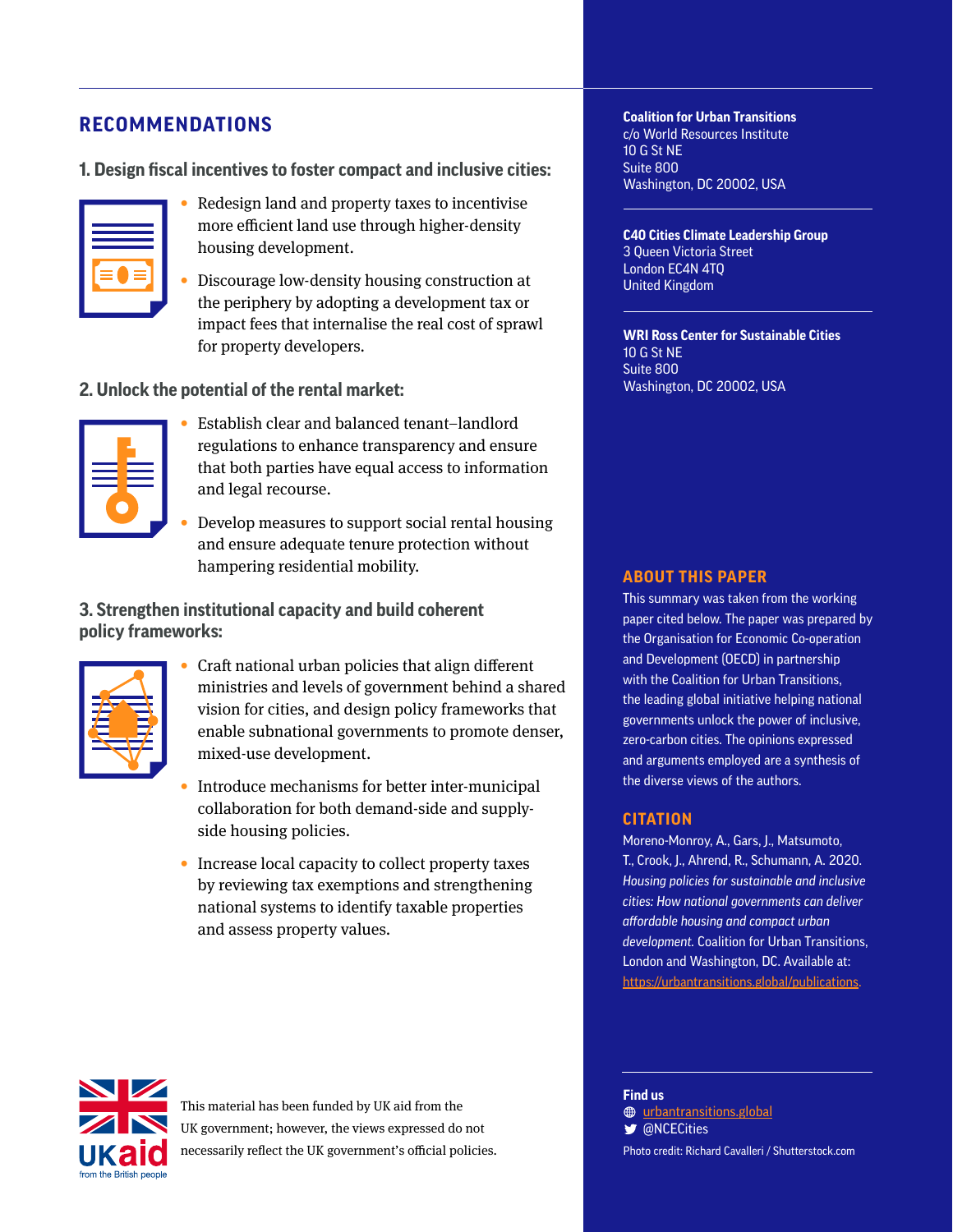## RECOMMENDATIONS

### 1. Design fiscal incentives to foster compact and inclusive cities:

- Redesign land and property taxes to incentivise more efficient land use through higher-density housing development.
- Discourage low-density housing construction at the periphery by adopting a development tax or impact fees that internalise the real cost of sprawl for property developers.

### 2. Unlock the potential of the rental market:

- Establish clear and balanced tenant–landlord regulations to enhance transparency and ensure that both parties have equal access to information and legal recourse.
- Develop measures to support social rental housing and ensure adequate tenure protection without hampering residential mobility.

### 3. Strengthen institutional capacity and build coherent policy frameworks:

- Craft national urban policies that align different ministries and levels of government behind a shared vision for cities, and design policy frameworks that enable subnational governments to promote denser, mixed-use development.
- Introduce mechanisms for better inter-municipal collaboration for both demand-side and supply-side housing policies.
- Increase local capacity to collect property taxes by reviewing tax exemptions and strengthening national systems to identify taxable properties and assess property values.

UKaid
from the British people

This material has been funded by UK aid from the UK government; however, the views expressed do not necessarily reflect the UK government's official policies.

**Coalition for Urban Transitions**
c/o World Resources Institute
10 G St NE
Suite 800
Washington, DC 20002, USA

**C40 Cities Climate Leadership Group**
3 Queen Victoria Street
London EC4N 4TQ
United Kingdom

**WRI Ross Center for Sustainable Cities**
10 G St NE
Suite 800
Washington, DC 20002, USA

## ABOUT THIS PAPER

This summary was taken from the working paper cited below. The paper was prepared by the Organisation for Economic Co-operation and Development (OECD) in partnership with the Coalition for Urban Transitions, the leading global initiative helping national governments unlock the power of inclusive, zero-carbon cities. The opinions expressed and arguments employed are a synthesis of the diverse views of the authors.

## CITATION

Moreno-Monroy, A., Gars, J., Matsumoto, T., Crook, J., Ahrend, R., Schumann, A. 2020. *Housing policies for sustainable and inclusive cities: How national governments can deliver affordable housing and compact urban development.* Coalition for Urban Transitions, London and Washington, DC. Available at: https://urbantransitions.global/publications.

**Find us**
urbantransitions.global
@NCECities

Photo credit: Richard Cavalleri / Shutterstock.com